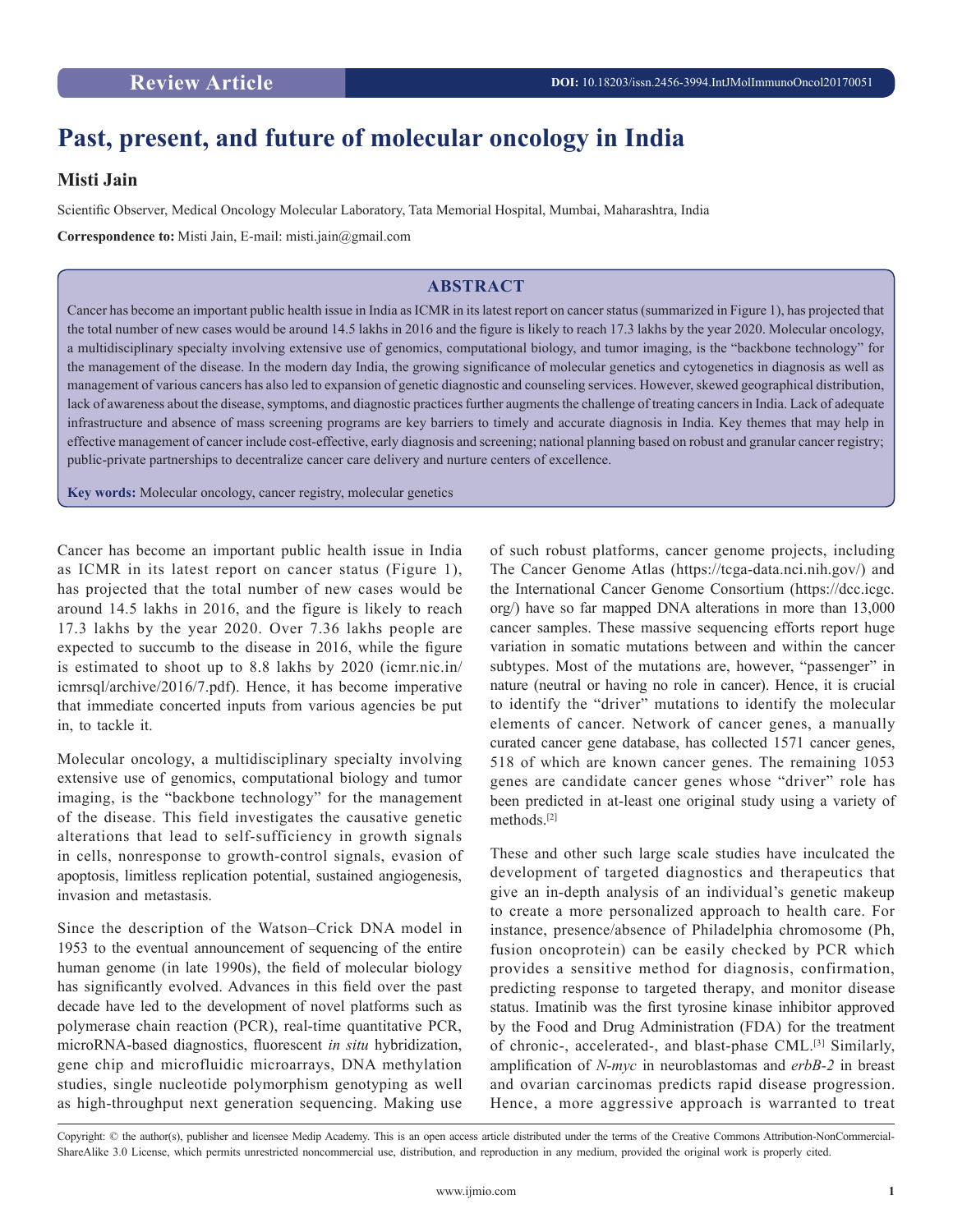Review Article

DOI: 10.18203/issn.2456-3994.IntJMolImmunoOncol20170051

# Past, present, and future of molecular oncology in India

**Misti Jain**

Scientific Observer, Medical Oncology Molecular Laboratory, Tata Memorial Hospital, Mumbai, Maharashtra, India

**Correspondence to:** Misti Jain, E-mail: misti.jain@gmail.com

## ABSTRACT

Cancer has become an important public health issue in India as ICMR in its latest report on cancer status (summarized in Figure 1), has projected that the total number of new cases would be around 14.5 lakhs in 2016 and the figure is likely to reach 17.3 lakhs by the year 2020. Molecular oncology, a multidisciplinary specialty involving extensive use of genomics, computational biology, and tumor imaging, is the "backbone technology" for the management of the disease. In the modern day India, the growing significance of molecular genetics and cytogenetics in diagnosis as well as management of various cancers has also led to expansion of genetic diagnostic and counseling services. However, skewed geographical distribution, lack of awareness about the disease, symptoms, and diagnostic practices further augments the challenge of treating cancers in India. Lack of adequate infrastructure and absence of mass screening programs are key barriers to timely and accurate diagnosis in India. Key themes that may help in effective management of cancer include cost-effective, early diagnosis and screening; national planning based on robust and granular cancer registry; public-private partnerships to decentralize cancer care delivery and nurture centers of excellence.

**Key words:** Molecular oncology, cancer registry, molecular genetics

Cancer has become an important public health issue in India as ICMR in its latest report on cancer status (Figure 1), has projected that the total number of new cases would be around 14.5 lakhs in 2016, and the figure is likely to reach 17.3 lakhs by the year 2020. Over 7.36 lakhs people are expected to succumb to the disease in 2016, while the figure is estimated to shoot up to 8.8 lakhs by 2020 (icmr.nic.in/icmrsql/archive/2016/7.pdf). Hence, it has become imperative that immediate concerted inputs from various agencies be put in, to tackle it.

Molecular oncology, a multidisciplinary specialty involving extensive use of genomics, computational biology and tumor imaging, is the "backbone technology" for the management of the disease. This field investigates the causative genetic alterations that lead to self-sufficiency in growth signals in cells, nonresponse to growth-control signals, evasion of apoptosis, limitless replication potential, sustained angiogenesis, invasion and metastasis.

Since the description of the Watson–Crick DNA model in 1953 to the eventual announcement of sequencing of the entire human genome (in late 1990s), the field of molecular biology has significantly evolved. Advances in this field over the past decade have led to the development of novel platforms such as polymerase chain reaction (PCR), real-time quantitative PCR, microRNA-based diagnostics, fluorescent *in situ* hybridization, gene chip and microfluidic microarrays, DNA methylation studies, single nucleotide polymorphism genotyping as well as high-throughput next generation sequencing. Making use of such robust platforms, cancer genome projects, including The Cancer Genome Atlas (https://tcga-data.nci.nih.gov/) and the International Cancer Genome Consortium (https://dcc.icgc.org/) have so far mapped DNA alterations in more than 13,000 cancer samples. These massive sequencing efforts report huge variation in somatic mutations between and within the cancer subtypes. Most of the mutations are, however, "passenger" in nature (neutral or having no role in cancer). Hence, it is crucial to identify the "driver" mutations to identify the molecular elements of cancer. Network of cancer genes, a manually curated cancer gene database, has collected 1571 cancer genes, 518 of which are known cancer genes. The remaining 1053 genes are candidate cancer genes whose "driver" role has been predicted in at-least one original study using a variety of methods.[2]

These and other such large scale studies have inculcated the development of targeted diagnostics and therapeutics that give an in-depth analysis of an individual's genetic makeup to create a more personalized approach to health care. For instance, presence/absence of Philadelphia chromosome (Ph, fusion oncoprotein) can be easily checked by PCR which provides a sensitive method for diagnosis, confirmation, predicting response to targeted therapy, and monitor disease status. Imatinib was the first tyrosine kinase inhibitor approved by the Food and Drug Administration (FDA) for the treatment of chronic-, accelerated-, and blast-phase CML.[3] Similarly, amplification of *N-myc* in neuroblastomas and *erbB-2* in breast and ovarian carcinomas predicts rapid disease progression. Hence, a more aggressive approach is warranted to treat

Copyright: © the author(s), publisher and licensee Medip Academy. This is an open access article distributed under the terms of the Creative Commons Attribution-NonCommercial-ShareAlike 3.0 License, which permits unrestricted noncommercial use, distribution, and reproduction in any medium, provided the original work is properly cited.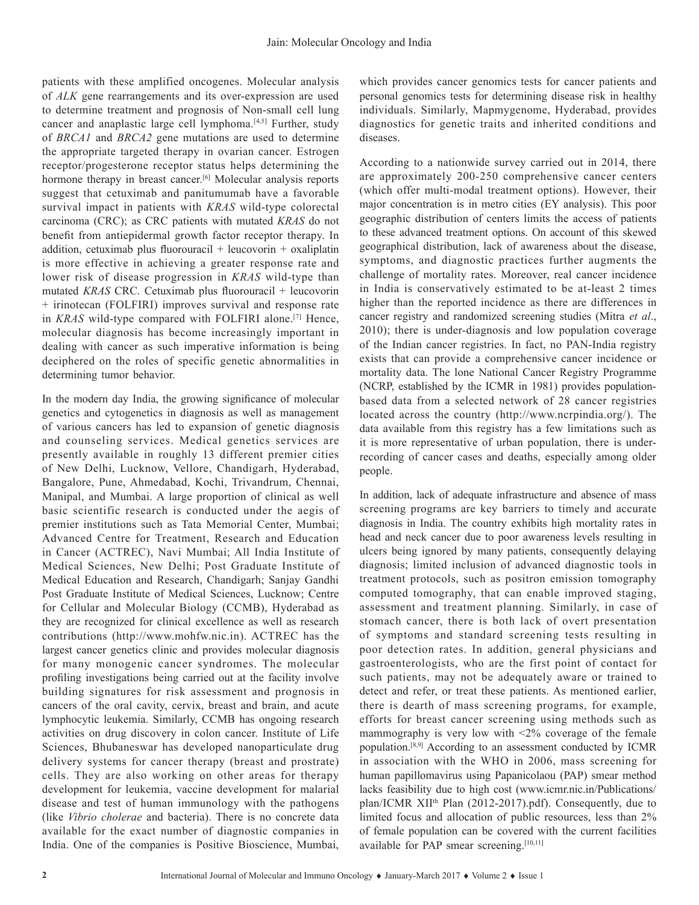patients with these amplified oncogenes. Molecular analysis of *ALK* gene rearrangements and its over-expression are used to determine treatment and prognosis of Non-small cell lung cancer and anaplastic large cell lymphoma.[4,5] Further, study of *BRCA1* and *BRCA2* gene mutations are used to determine the appropriate targeted therapy in ovarian cancer. Estrogen receptor/progesterone receptor status helps determining the hormone therapy in breast cancer.[6] Molecular analysis reports suggest that cetuximab and panitumumab have a favorable survival impact in patients with *KRAS* wild-type colorectal carcinoma (CRC); as CRC patients with mutated *KRAS* do not benefit from antiepidermal growth factor receptor therapy. In addition, cetuximab plus fluorouracil + leucovorin + oxaliplatin is more effective in achieving a greater response rate and lower risk of disease progression in *KRAS* wild-type than mutated *KRAS* CRC. Cetuximab plus fluorouracil + leucovorin + irinotecan (FOLFIRI) improves survival and response rate in *KRAS* wild-type compared with FOLFIRI alone.[7] Hence, molecular diagnosis has become increasingly important in dealing with cancer as such imperative information is being deciphered on the roles of specific genetic abnormalities in determining tumor behavior.

In the modern day India, the growing significance of molecular genetics and cytogenetics in diagnosis as well as management of various cancers has led to expansion of genetic diagnosis and counseling services. Medical genetics services are presently available in roughly 13 different premier cities of New Delhi, Lucknow, Vellore, Chandigarh, Hyderabad, Bangalore, Pune, Ahmedabad, Kochi, Trivandrum, Chennai, Manipal, and Mumbai. A large proportion of clinical as well basic scientific research is conducted under the aegis of premier institutions such as Tata Memorial Center, Mumbai; Advanced Centre for Treatment, Research and Education in Cancer (ACTREC), Navi Mumbai; All India Institute of Medical Sciences, New Delhi; Post Graduate Institute of Medical Education and Research, Chandigarh; Sanjay Gandhi Post Graduate Institute of Medical Sciences, Lucknow; Centre for Cellular and Molecular Biology (CCMB), Hyderabad as they are recognized for clinical excellence as well as research contributions (http://www.mohfw.nic.in). ACTREC has the largest cancer genetics clinic and provides molecular diagnosis for many monogenic cancer syndromes. The molecular profiling investigations being carried out at the facility involve building signatures for risk assessment and prognosis in cancers of the oral cavity, cervix, breast and brain, and acute lymphocytic leukemia. Similarly, CCMB has ongoing research activities on drug discovery in colon cancer. Institute of Life Sciences, Bhubaneswar has developed nanoparticulate drug delivery systems for cancer therapy (breast and prostrate) cells. They are also working on other areas for therapy development for leukemia, vaccine development for malarial disease and test of human immunology with the pathogens (like *Vibrio cholerae* and bacteria). There is no concrete data available for the exact number of diagnostic companies in India. One of the companies is Positive Bioscience, Mumbai, which provides cancer genomics tests for cancer patients and personal genomics tests for determining disease risk in healthy individuals. Similarly, Mapmygenome, Hyderabad, provides diagnostics for genetic traits and inherited conditions and diseases.

According to a nationwide survey carried out in 2014, there are approximately 200-250 comprehensive cancer centers (which offer multi-modal treatment options). However, their major concentration is in metro cities (EY analysis). This poor geographic distribution of centers limits the access of patients to these advanced treatment options. On account of this skewed geographical distribution, lack of awareness about the disease, symptoms, and diagnostic practices further augments the challenge of mortality rates. Moreover, real cancer incidence in India is conservatively estimated to be at-least 2 times higher than the reported incidence as there are differences in cancer registry and randomized screening studies (Mitra *et al*., 2010); there is under-diagnosis and low population coverage of the Indian cancer registries. In fact, no PAN-India registry exists that can provide a comprehensive cancer incidence or mortality data. The lone National Cancer Registry Programme (NCRP, established by the ICMR in 1981) provides population-based data from a selected network of 28 cancer registries located across the country (http://www.ncrpindia.org/). The data available from this registry has a few limitations such as it is more representative of urban population, there is under-recording of cancer cases and deaths, especially among older people.

In addition, lack of adequate infrastructure and absence of mass screening programs are key barriers to timely and accurate diagnosis in India. The country exhibits high mortality rates in head and neck cancer due to poor awareness levels resulting in ulcers being ignored by many patients, consequently delaying diagnosis; limited inclusion of advanced diagnostic tools in treatment protocols, such as positron emission tomography computed tomography, that can enable improved staging, assessment and treatment planning. Similarly, in case of stomach cancer, there is both lack of overt presentation of symptoms and standard screening tests resulting in poor detection rates. In addition, general physicians and gastroenterologists, who are the first point of contact for such patients, may not be adequately aware or trained to detect and refer, or treat these patients. As mentioned earlier, there is dearth of mass screening programs, for example, efforts for breast cancer screening using methods such as mammography is very low with <2% coverage of the female population.[8,9] According to an assessment conducted by ICMR in association with the WHO in 2006, mass screening for human papillomavirus using Papanicolaou (PAP) smear method lacks feasibility due to high cost (www.icmr.nic.in/Publications/plan/ICMR XIIth Plan (2012-2017).pdf). Consequently, due to limited focus and allocation of public resources, less than 2% of female population can be covered with the current facilities available for PAP smear screening.[10,11]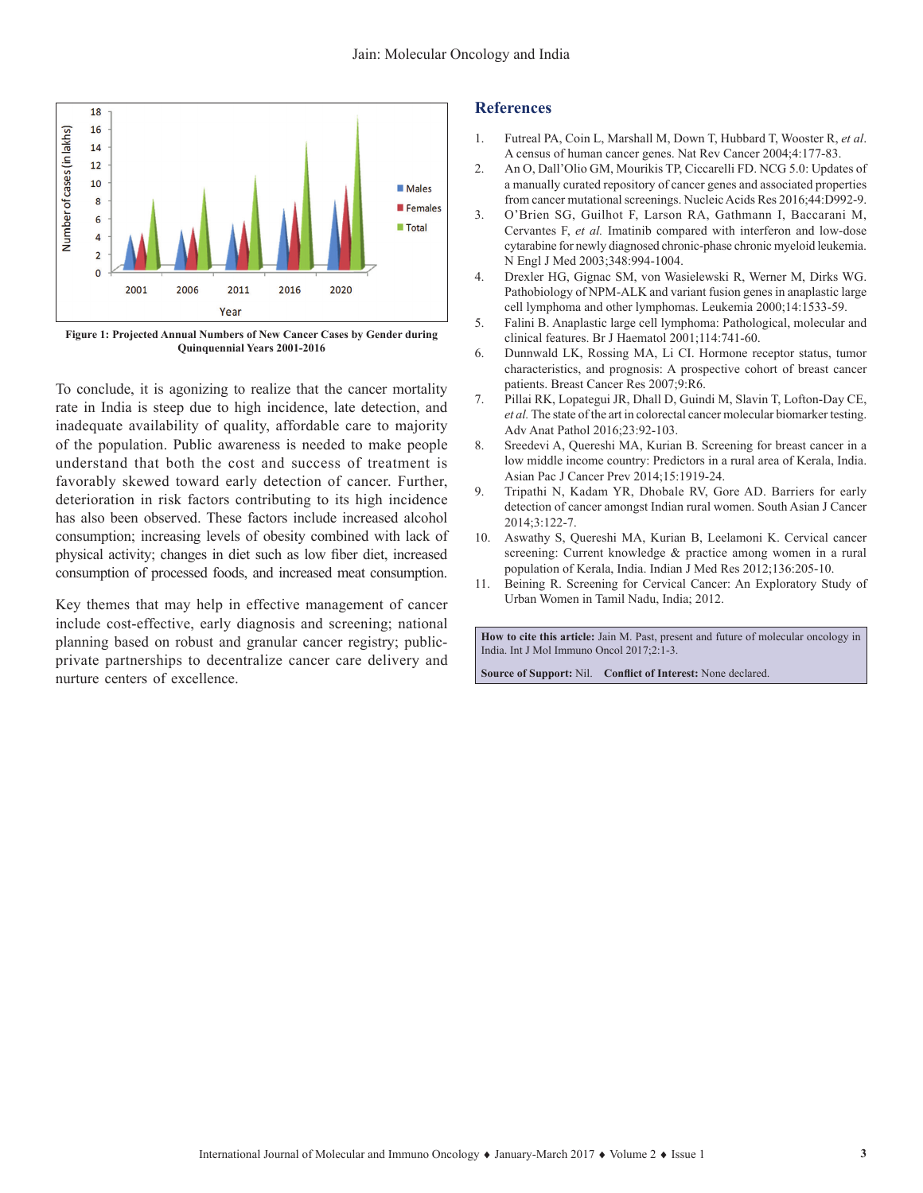18
16
14
12
10
8
6
4
2
0

Number of cases (in lakhs)

2001 2006 2011 2016 2020

Year

Males
Females
Total

**Figure 1: Projected Annual Numbers of New Cancer Cases by Gender during Quinquennial Years 2001-2016**

To conclude, it is agonizing to realize that the cancer mortality rate in India is steep due to high incidence, late detection, and inadequate availability of quality, affordable care to majority of the population. Public awareness is needed to make people understand that both the cost and success of treatment is favorably skewed toward early detection of cancer. Further, deterioration in risk factors contributing to its high incidence has also been observed. These factors include increased alcohol consumption; increasing levels of obesity combined with lack of physical activity; changes in diet such as low fiber diet, increased consumption of processed foods, and increased meat consumption.

Key themes that may help in effective management of cancer include cost-effective, early diagnosis and screening; national planning based on robust and granular cancer registry; public-private partnerships to decentralize cancer care delivery and nurture centers of excellence.

## References

1. Futreal PA, Coin L, Marshall M, Down T, Hubbard T, Wooster R, *et al*. A census of human cancer genes. Nat Rev Cancer 2004;4:177-83.
2. An O, Dall'Olio GM, Mourikis TP, Ciccarelli FD. NCG 5.0: Updates of a manually curated repository of cancer genes and associated properties from cancer mutational screenings. Nucleic Acids Res 2016;44:D992-9.
3. O'Brien SG, Guilhot F, Larson RA, Gathmann I, Baccarani M, Cervantes F, *et al.* Imatinib compared with interferon and low-dose cytarabine for newly diagnosed chronic-phase chronic myeloid leukemia. N Engl J Med 2003;348:994-1004.
4. Drexler HG, Gignac SM, von Wasielewski R, Werner M, Dirks WG. Pathobiology of NPM-ALK and variant fusion genes in anaplastic large cell lymphoma and other lymphomas. Leukemia 2000;14:1533-59.
5. Falini B. Anaplastic large cell lymphoma: Pathological, molecular and clinical features. Br J Haematol 2001;114:741-60.
6. Dunnwald LK, Rossing MA, Li CI. Hormone receptor status, tumor characteristics, and prognosis: A prospective cohort of breast cancer patients. Breast Cancer Res 2007;9:R6.
7. Pillai RK, Lopategui JR, Dhall D, Guindi M, Slavin T, Lofton-Day CE, *et al.* The state of the art in colorectal cancer molecular biomarker testing. Adv Anat Pathol 2016;23:92-103.
8. Sreedevi A, Quereshi MA, Kurian B. Screening for breast cancer in a low middle income country: Predictors in a rural area of Kerala, India. Asian Pac J Cancer Prev 2014;15:1919-24.
9. Tripathi N, Kadam YR, Dhobale RV, Gore AD. Barriers for early detection of cancer amongst Indian rural women. South Asian J Cancer 2014;3:122-7.
10. Aswathy S, Quereshi MA, Kurian B, Leelamoni K. Cervical cancer screening: Current knowledge & practice among women in a rural population of Kerala, India. Indian J Med Res 2012;136:205-10.
11. Beining R. Screening for Cervical Cancer: An Exploratory Study of Urban Women in Tamil Nadu, India; 2012.

**How to cite this article:** Jain M. Past, present and future of molecular oncology in India. Int J Mol Immuno Oncol 2017;2:1-3.

**Source of Support:** Nil. **Conflict of Interest:** None declared.